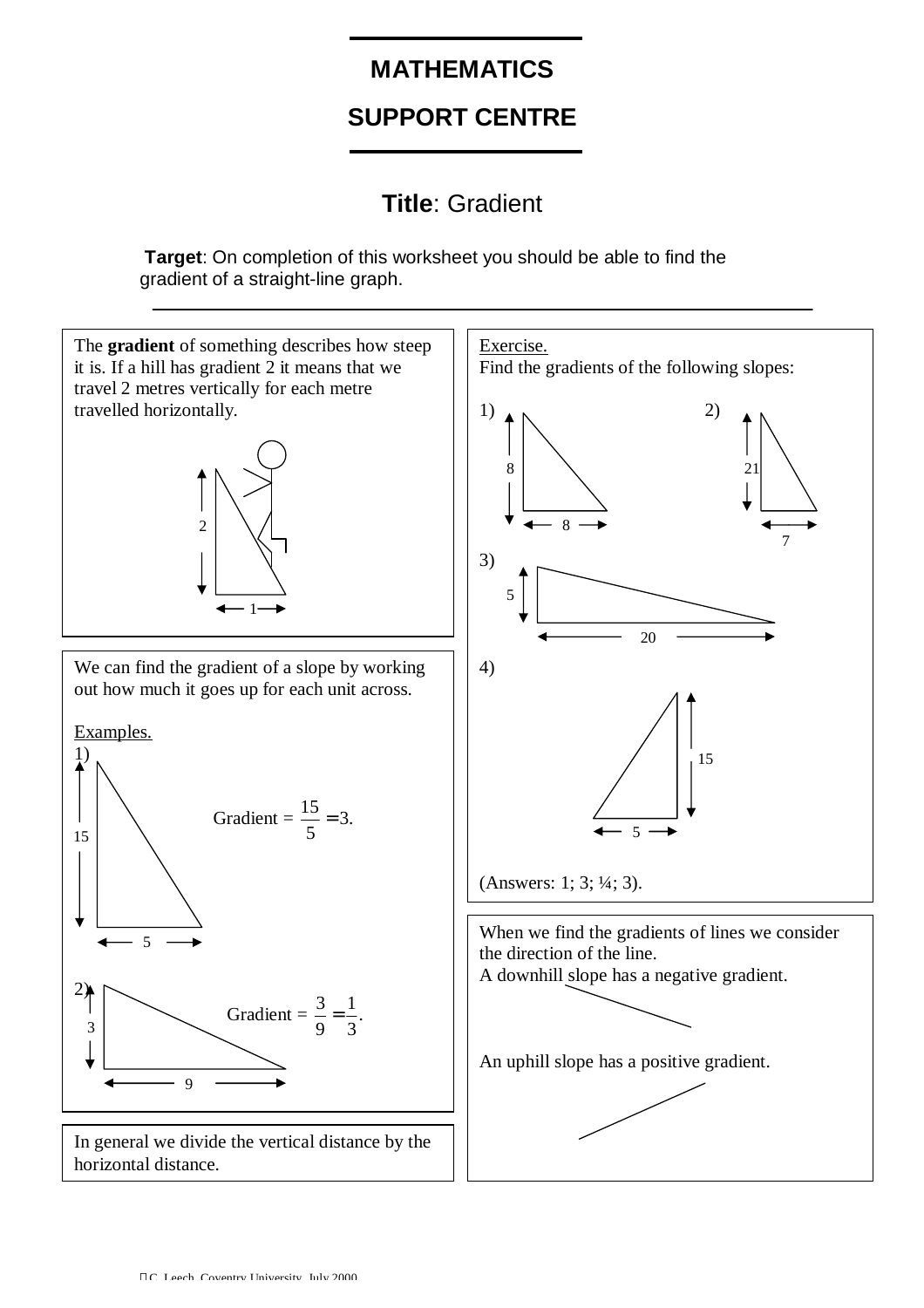# MATHEMATICS

# SUPPORT CENTRE

## Title: Gradient

**Target**: On completion of this worksheet you should be able to find the gradient of a straight-line graph.

---

The **gradient** of something describes how steep it is. If a hill has gradient 2 it means that we travel 2 metres vertically for each metre travelled horizontally.

2

1

We can find the gradient of a slope by working out how much it goes up for each unit across.

Examples.

1)

15

5

$$\text{Gradient} = \frac{15}{5} = 3.$$

2)

3

9

$$\text{Gradient} = \frac{3}{9} = \frac{1}{3}.$$

In general we divide the vertical distance by the horizontal distance.

Exercise.

Find the gradients of the following slopes:

1) vertical 8, horizontal 8

2) vertical 21, horizontal 7

3) vertical 5, horizontal 20

4) vertical 15, horizontal 5

(Answers: 1; 3; ¼; 3).

When we find the gradients of lines we consider the direction of the line.

A downhill slope has a negative gradient.

An uphill slope has a positive gradient.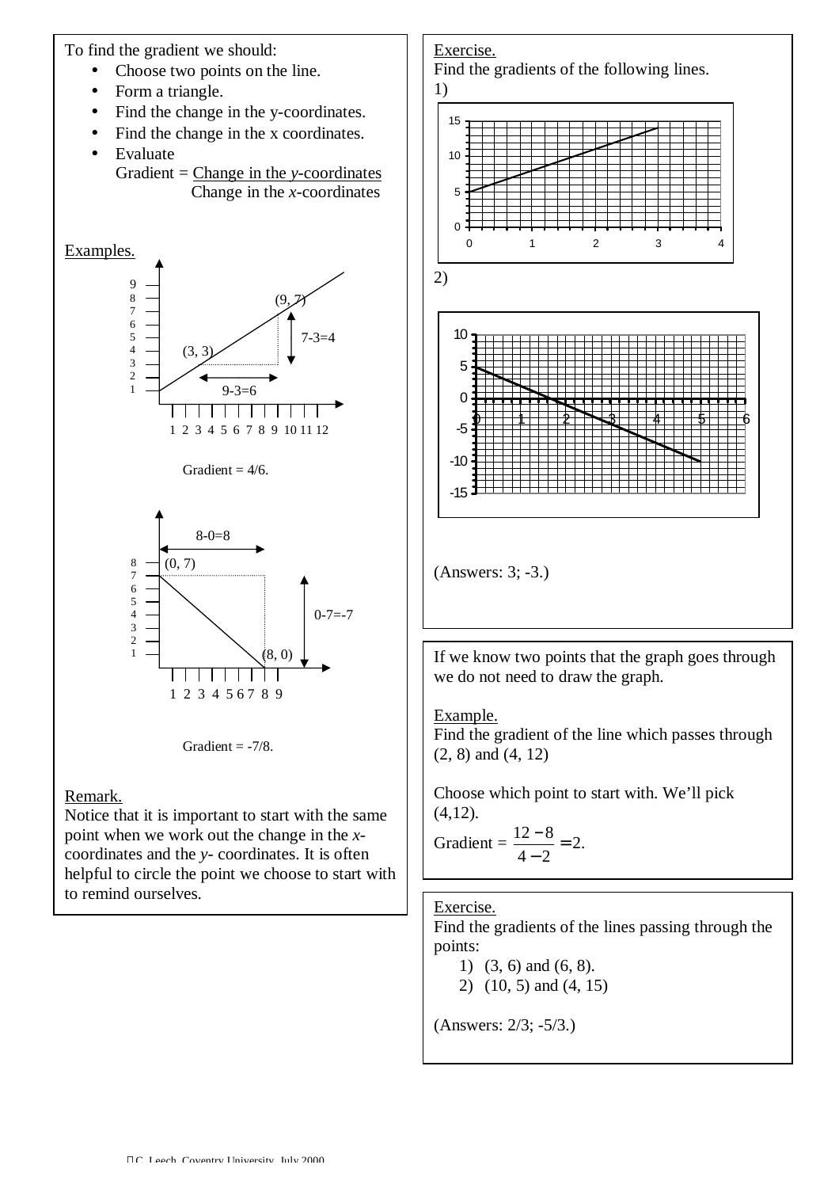To find the gradient we should:

- Choose two points on the line.
- Form a triangle.
- Find the change in the y-coordinates.
- Find the change in the x coordinates.
- Evaluate
  Gradient = $\dfrac{\text{Change in the } y\text{-coordinates}}{\text{Change in the } x\text{-coordinates}}$

Examples.

9
8
7
6
5
4
3
2
1

(9, 7)

(3, 3)

7-3=4

9-3=6

1 2 3 4 5 6 7 8 9 10 11 12

Gradient = 4/6.

8-0=8

8
7
6
5
4
3
2
1

(0, 7)

0-7=-7

(8, 0)

1 2 3 4 5 6 7 8 9

Gradient = -7/8.

Remark.
Notice that it is important to start with the same point when we work out the change in the *x*-coordinates and the *y*- coordinates. It is often helpful to circle the point we choose to start with to remind ourselves.

Exercise.
Find the gradients of the following lines.

1)

15
10
5
0
0 1 2 3 4

2)

10
5
0
-5
-10
-15
0 1 2 3 4 5 6

(Answers: 3; -3.)

If we know two points that the graph goes through we do not need to draw the graph.

Example.
Find the gradient of the line which passes through (2, 8) and (4, 12)

Choose which point to start with. We'll pick (4,12).

Gradient = $\dfrac{12-8}{4-2} = 2$.

Exercise.
Find the gradients of the lines passing through the points:

1) (3, 6) and (6, 8).
2) (10, 5) and (4, 15)

(Answers: 2/3; -5/3.)